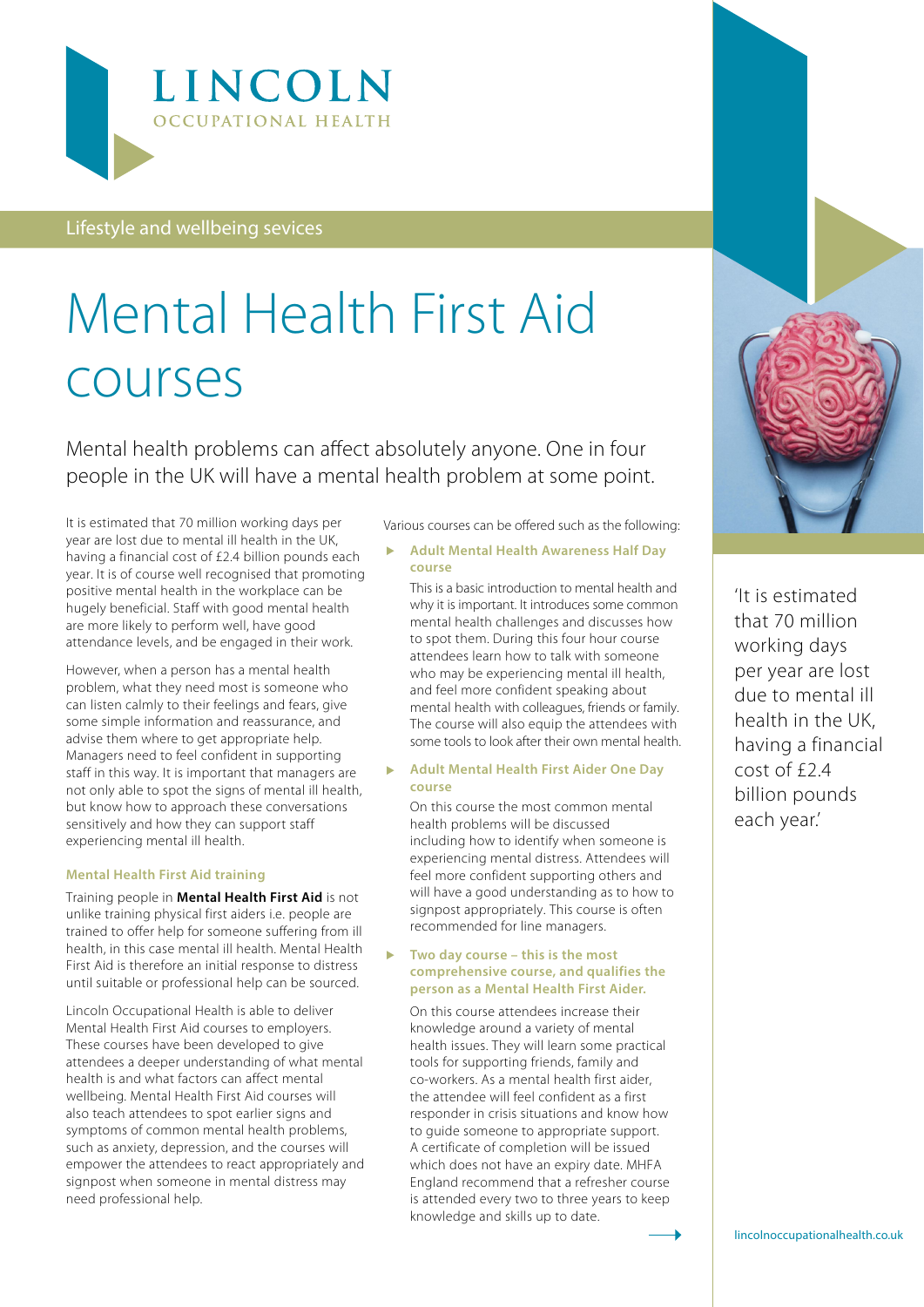LINCOLN
OCCUPATIONAL HEALTH

Lifestyle and wellbeing sevices

# Mental Health First Aid courses

Mental health problems can affect absolutely anyone. One in four people in the UK will have a mental health problem at some point.

It is estimated that 70 million working days per year are lost due to mental ill health in the UK, having a financial cost of £2.4 billion pounds each year. It is of course well recognised that promoting positive mental health in the workplace can be hugely beneficial. Staff with good mental health are more likely to perform well, have good attendance levels, and be engaged in their work.

However, when a person has a mental health problem, what they need most is someone who can listen calmly to their feelings and fears, give some simple information and reassurance, and advise them where to get appropriate help. Managers need to feel confident in supporting staff in this way. It is important that managers are not only able to spot the signs of mental ill health, but know how to approach these conversations sensitively and how they can support staff experiencing mental ill health.

### Mental Health First Aid training

Training people in **Mental Health First Aid** is not unlike training physical first aiders i.e. people are trained to offer help for someone suffering from ill health, in this case mental ill health. Mental Health First Aid is therefore an initial response to distress until suitable or professional help can be sourced.

Lincoln Occupational Health is able to deliver Mental Health First Aid courses to employers. These courses have been developed to give attendees a deeper understanding of what mental health is and what factors can affect mental wellbeing. Mental Health First Aid courses will also teach attendees to spot earlier signs and symptoms of common mental health problems, such as anxiety, depression, and the courses will empower the attendees to react appropriately and signpost when someone in mental distress may need professional help.

Various courses can be offered such as the following:

- **Adult Mental Health Awareness Half Day course**

  This is a basic introduction to mental health and why it is important. It introduces some common mental health challenges and discusses how to spot them. During this four hour course attendees learn how to talk with someone who may be experiencing mental ill health, and feel more confident speaking about mental health with colleagues, friends or family. The course will also equip the attendees with some tools to look after their own mental health.

- **Adult Mental Health First Aider One Day course**

  On this course the most common mental health problems will be discussed including how to identify when someone is experiencing mental distress. Attendees will feel more confident supporting others and will have a good understanding as to how to signpost appropriately. This course is often recommended for line managers.

- **Two day course – this is the most comprehensive course, and qualifies the person as a Mental Health First Aider.**

  On this course attendees increase their knowledge around a variety of mental health issues. They will learn some practical tools for supporting friends, family and co-workers. As a mental health first aider, the attendee will feel confident as a first responder in crisis situations and know how to guide someone to appropriate support. A certificate of completion will be issued which does not have an expiry date. MHFA England recommend that a refresher course is attended every two to three years to keep knowledge and skills up to date.

'It is estimated that 70 million working days per year are lost due to mental ill health in the UK, having a financial cost of £2.4 billion pounds each year.'

lincolnoccupationalhealth.co.uk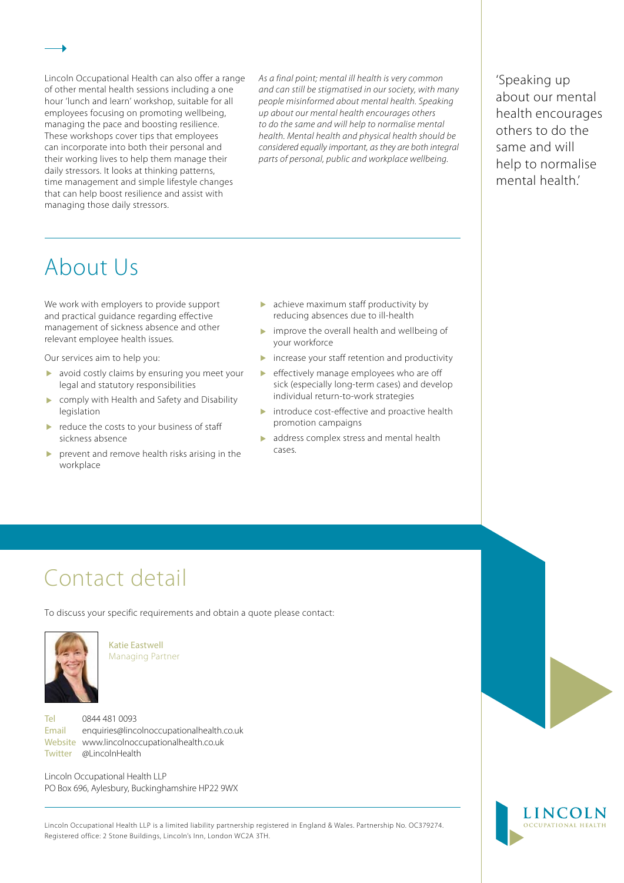Lincoln Occupational Health can also offer a range of other mental health sessions including a one hour 'lunch and learn' workshop, suitable for all employees focusing on promoting wellbeing, managing the pace and boosting resilience. These workshops cover tips that employees can incorporate into both their personal and their working lives to help them manage their daily stressors. It looks at thinking patterns, time management and simple lifestyle changes that can help boost resilience and assist with managing those daily stressors.

*As a final point; mental ill health is very common and can still be stigmatised in our society, with many people misinformed about mental health. Speaking up about our mental health encourages others to do the same and will help to normalise mental health. Mental health and physical health should be considered equally important, as they are both integral parts of personal, public and workplace wellbeing.*

'Speaking up about our mental health encourages others to do the same and will help to normalise mental health.'

## About Us

We work with employers to provide support and practical guidance regarding effective management of sickness absence and other relevant employee health issues.

Our services aim to help you:

- avoid costly claims by ensuring you meet your legal and statutory responsibilities
- comply with Health and Safety and Disability legislation
- reduce the costs to your business of staff sickness absence
- prevent and remove health risks arising in the workplace
- achieve maximum staff productivity by reducing absences due to ill-health
- improve the overall health and wellbeing of your workforce
- increase your staff retention and productivity
- effectively manage employees who are off sick (especially long-term cases) and develop individual return-to-work strategies
- introduce cost-effective and proactive health promotion campaigns
- address complex stress and mental health cases.

## Contact detail

To discuss your specific requirements and obtain a quote please contact:

Katie Eastwell
Managing Partner

Tel 0844 481 0093
Email enquiries@lincolnoccupationalhealth.co.uk
Website www.lincolnoccupationalhealth.co.uk
Twitter @LincolnHealth

Lincoln Occupational Health LLP
PO Box 696, Aylesbury, Buckinghamshire HP22 9WX

Lincoln Occupational Health LLP is a limited liability partnership registered in England & Wales. Partnership No. OC379274. Registered office: 2 Stone Buildings, Lincoln's Inn, London WC2A 3TH.

LINCOLN
OCCUPATIONAL HEALTH